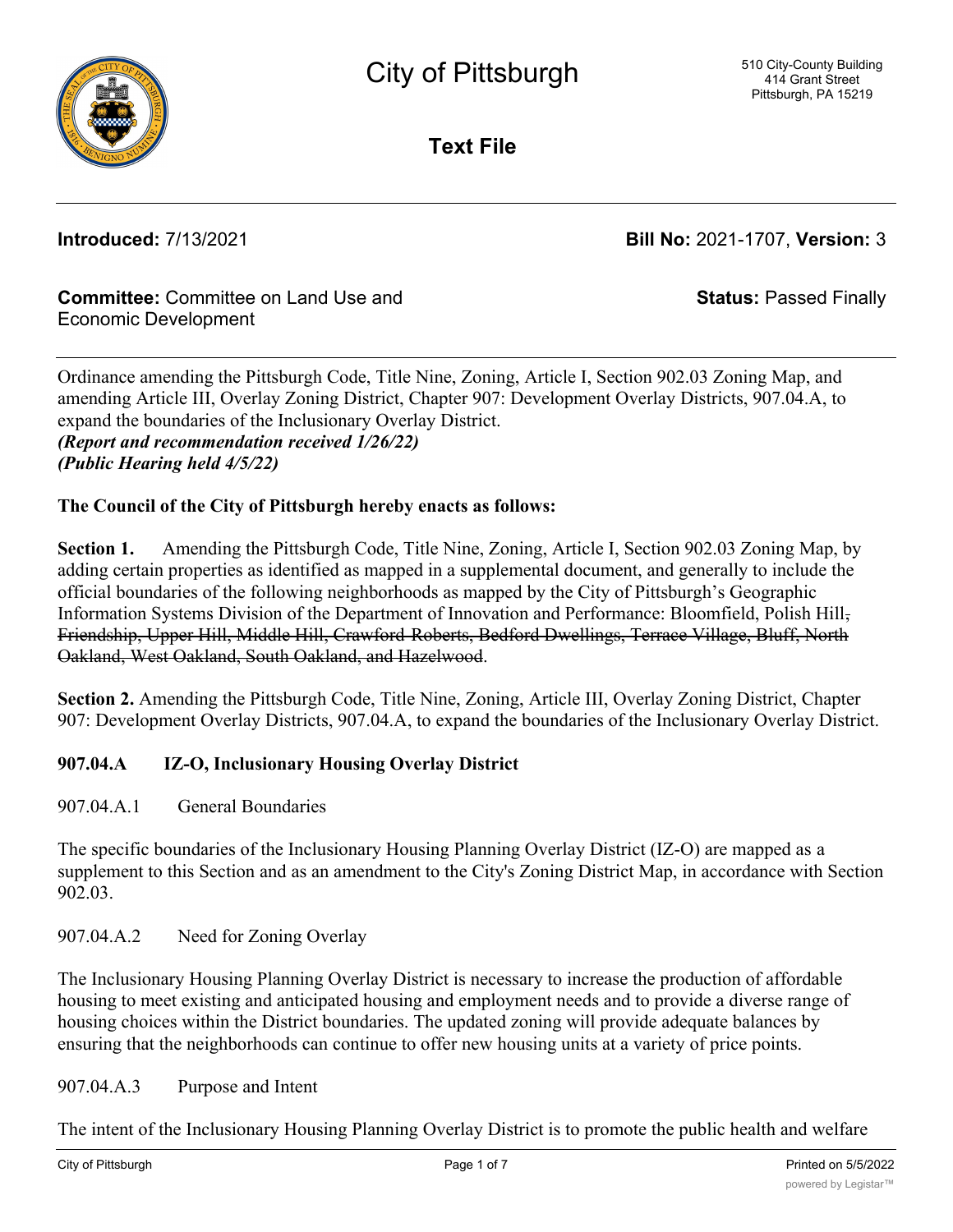# City of Pittsburgh

510 City-County Building
414 Grant Street
Pittsburgh, PA 15219

## Text File

**Introduced:** 7/13/2021

**Bill No:** 2021-1707, **Version:** 3

**Committee:** Committee on Land Use and Economic Development

**Status:** Passed Finally

Ordinance amending the Pittsburgh Code, Title Nine, Zoning, Article I, Section 902.03 Zoning Map, and amending Article III, Overlay Zoning District, Chapter 907: Development Overlay Districts, 907.04.A, to expand the boundaries of the Inclusionary Overlay District.
***(Report and recommendation received 1/26/22)***
***(Public Hearing held 4/5/22)***

**The Council of the City of Pittsburgh hereby enacts as follows:**

**Section 1.** Amending the Pittsburgh Code, Title Nine, Zoning, Article I, Section 902.03 Zoning Map, by adding certain properties as identified as mapped in a supplemental document, and generally to include the official boundaries of the following neighborhoods as mapped by the City of Pittsburgh's Geographic Information Systems Division of the Department of Innovation and Performance: Bloomfield, Polish Hill~~, Friendship, Upper Hill, Middle Hill, Crawford-Roberts, Bedford Dwellings, Terrace Village, Bluff, North Oakland, West Oakland, South Oakland, and Hazelwood~~.

**Section 2.** Amending the Pittsburgh Code, Title Nine, Zoning, Article III, Overlay Zoning District, Chapter 907: Development Overlay Districts, 907.04.A, to expand the boundaries of the Inclusionary Overlay District.

**907.04.A IZ-O, Inclusionary Housing Overlay District**

907.04.A.1 General Boundaries

The specific boundaries of the Inclusionary Housing Planning Overlay District (IZ-O) are mapped as a supplement to this Section and as an amendment to the City's Zoning District Map, in accordance with Section 902.03.

907.04.A.2 Need for Zoning Overlay

The Inclusionary Housing Planning Overlay District is necessary to increase the production of affordable housing to meet existing and anticipated housing and employment needs and to provide a diverse range of housing choices within the District boundaries. The updated zoning will provide adequate balances by ensuring that the neighborhoods can continue to offer new housing units at a variety of price points.

907.04.A.3 Purpose and Intent

The intent of the Inclusionary Housing Planning Overlay District is to promote the public health and welfare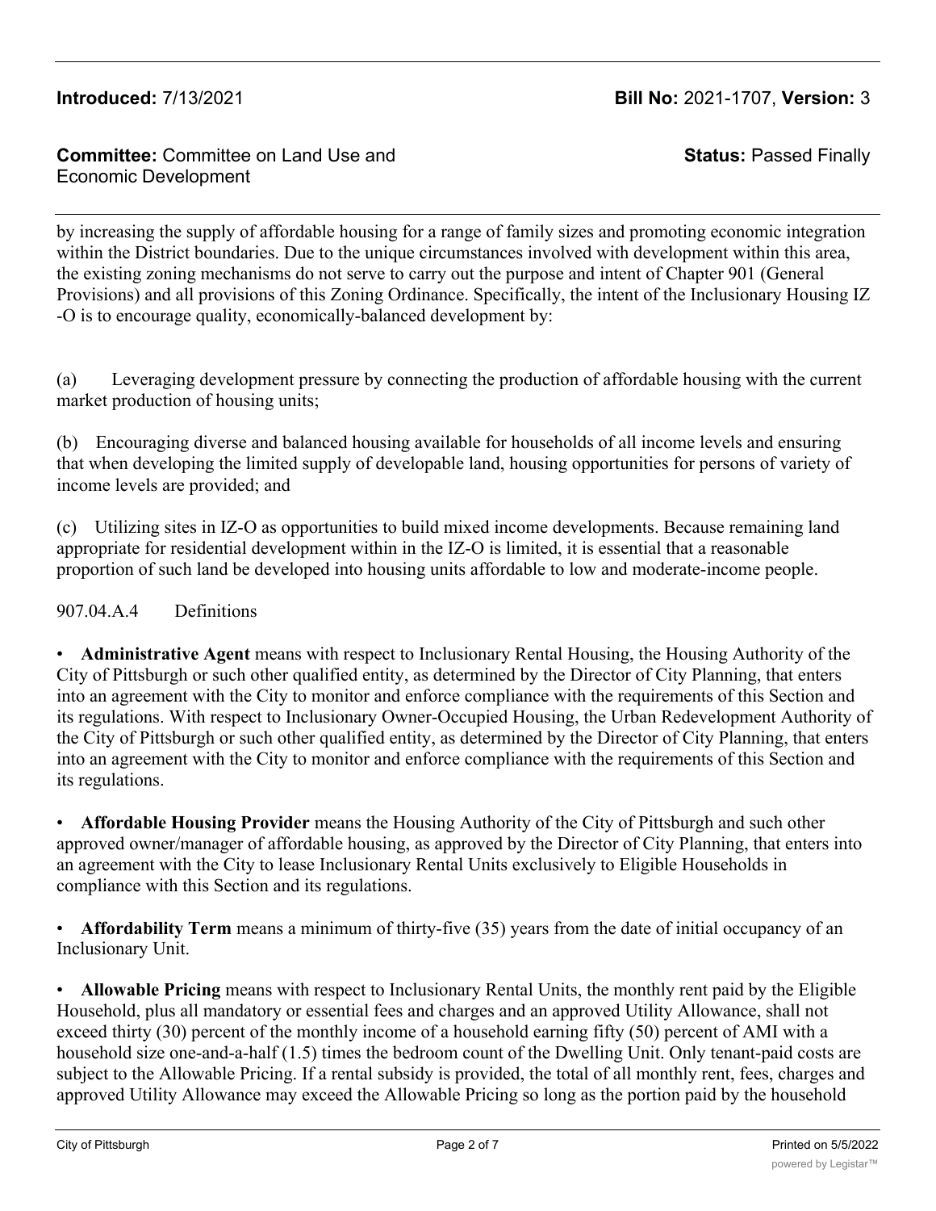by increasing the supply of affordable housing for a range of family sizes and promoting economic integration within the District boundaries. Due to the unique circumstances involved with development within this area, the existing zoning mechanisms do not serve to carry out the purpose and intent of Chapter 901 (General Provisions) and all provisions of this Zoning Ordinance. Specifically, the intent of the Inclusionary Housing IZ-O is to encourage quality, economically-balanced development by:

(a) Leveraging development pressure by connecting the production of affordable housing with the current market production of housing units;

(b) Encouraging diverse and balanced housing available for households of all income levels and ensuring that when developing the limited supply of developable land, housing opportunities for persons of variety of income levels are provided; and

(c) Utilizing sites in IZ-O as opportunities to build mixed income developments. Because remaining land appropriate for residential development within in the IZ-O is limited, it is essential that a reasonable proportion of such land be developed into housing units affordable to low and moderate-income people.

907.04.A.4 Definitions

- **Administrative Agent** means with respect to Inclusionary Rental Housing, the Housing Authority of the City of Pittsburgh or such other qualified entity, as determined by the Director of City Planning, that enters into an agreement with the City to monitor and enforce compliance with the requirements of this Section and its regulations. With respect to Inclusionary Owner-Occupied Housing, the Urban Redevelopment Authority of the City of Pittsburgh or such other qualified entity, as determined by the Director of City Planning, that enters into an agreement with the City to monitor and enforce compliance with the requirements of this Section and its regulations.

- **Affordable Housing Provider** means the Housing Authority of the City of Pittsburgh and such other approved owner/manager of affordable housing, as approved by the Director of City Planning, that enters into an agreement with the City to lease Inclusionary Rental Units exclusively to Eligible Households in compliance with this Section and its regulations.

- **Affordability Term** means a minimum of thirty-five (35) years from the date of initial occupancy of an Inclusionary Unit.

- **Allowable Pricing** means with respect to Inclusionary Rental Units, the monthly rent paid by the Eligible Household, plus all mandatory or essential fees and charges and an approved Utility Allowance, shall not exceed thirty (30) percent of the monthly income of a household earning fifty (50) percent of AMI with a household size one-and-a-half (1.5) times the bedroom count of the Dwelling Unit. Only tenant-paid costs are subject to the Allowable Pricing. If a rental subsidy is provided, the total of all monthly rent, fees, charges and approved Utility Allowance may exceed the Allowable Pricing so long as the portion paid by the household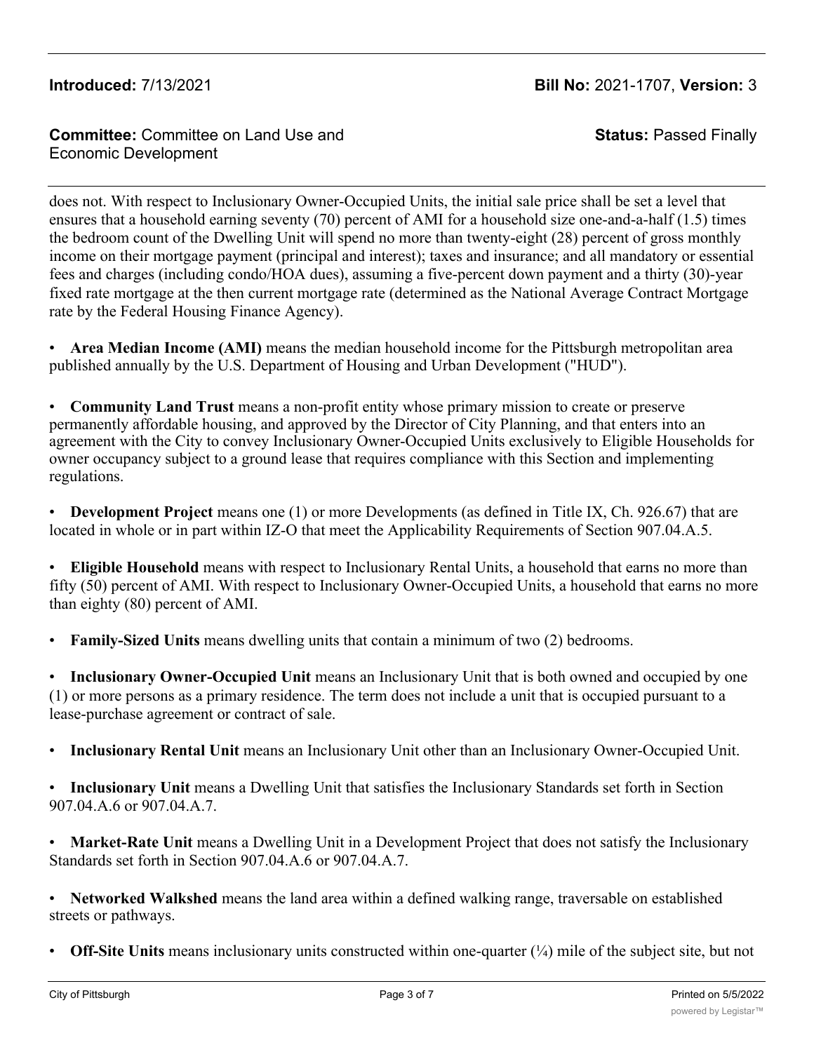does not. With respect to Inclusionary Owner-Occupied Units, the initial sale price shall be set a level that ensures that a household earning seventy (70) percent of AMI for a household size one-and-a-half (1.5) times the bedroom count of the Dwelling Unit will spend no more than twenty-eight (28) percent of gross monthly income on their mortgage payment (principal and interest); taxes and insurance; and all mandatory or essential fees and charges (including condo/HOA dues), assuming a five-percent down payment and a thirty (30)-year fixed rate mortgage at the then current mortgage rate (determined as the National Average Contract Mortgage rate by the Federal Housing Finance Agency).

- **Area Median Income (AMI)** means the median household income for the Pittsburgh metropolitan area published annually by the U.S. Department of Housing and Urban Development ("HUD").

- **Community Land Trust** means a non-profit entity whose primary mission to create or preserve permanently affordable housing, and approved by the Director of City Planning, and that enters into an agreement with the City to convey Inclusionary Owner-Occupied Units exclusively to Eligible Households for owner occupancy subject to a ground lease that requires compliance with this Section and implementing regulations.

- **Development Project** means one (1) or more Developments (as defined in Title IX, Ch. 926.67) that are located in whole or in part within IZ-O that meet the Applicability Requirements of Section 907.04.A.5.

- **Eligible Household** means with respect to Inclusionary Rental Units, a household that earns no more than fifty (50) percent of AMI. With respect to Inclusionary Owner-Occupied Units, a household that earns no more than eighty (80) percent of AMI.

- **Family-Sized Units** means dwelling units that contain a minimum of two (2) bedrooms.

- **Inclusionary Owner-Occupied Unit** means an Inclusionary Unit that is both owned and occupied by one (1) or more persons as a primary residence. The term does not include a unit that is occupied pursuant to a lease-purchase agreement or contract of sale.

- **Inclusionary Rental Unit** means an Inclusionary Unit other than an Inclusionary Owner-Occupied Unit.

- **Inclusionary Unit** means a Dwelling Unit that satisfies the Inclusionary Standards set forth in Section 907.04.A.6 or 907.04.A.7.

- **Market-Rate Unit** means a Dwelling Unit in a Development Project that does not satisfy the Inclusionary Standards set forth in Section 907.04.A.6 or 907.04.A.7.

- **Networked Walkshed** means the land area within a defined walking range, traversable on established streets or pathways.

- **Off-Site Units** means inclusionary units constructed within one-quarter (¼) mile of the subject site, but not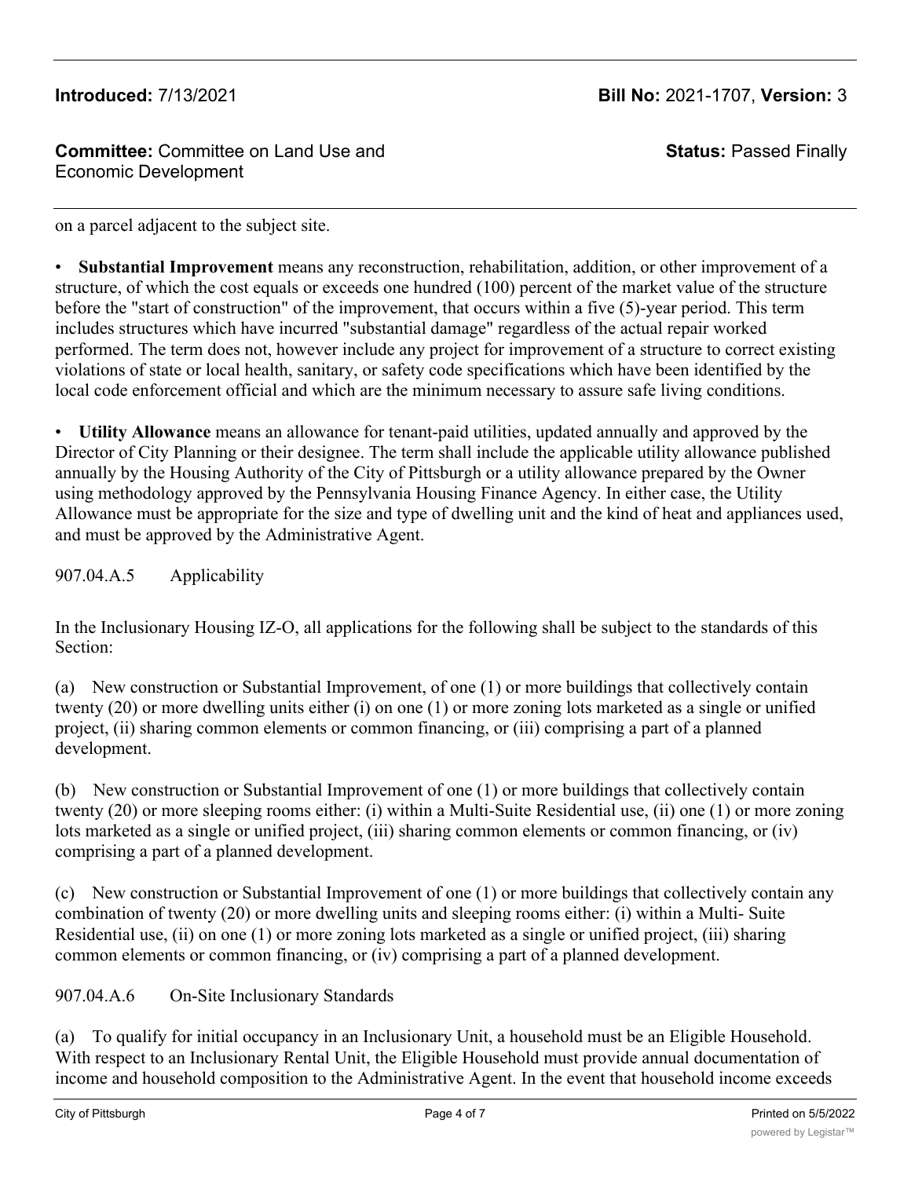on a parcel adjacent to the subject site.

- **Substantial Improvement** means any reconstruction, rehabilitation, addition, or other improvement of a structure, of which the cost equals or exceeds one hundred (100) percent of the market value of the structure before the "start of construction" of the improvement, that occurs within a five (5)-year period. This term includes structures which have incurred "substantial damage" regardless of the actual repair worked performed. The term does not, however include any project for improvement of a structure to correct existing violations of state or local health, sanitary, or safety code specifications which have been identified by the local code enforcement official and which are the minimum necessary to assure safe living conditions.

- **Utility Allowance** means an allowance for tenant-paid utilities, updated annually and approved by the Director of City Planning or their designee. The term shall include the applicable utility allowance published annually by the Housing Authority of the City of Pittsburgh or a utility allowance prepared by the Owner using methodology approved by the Pennsylvania Housing Finance Agency. In either case, the Utility Allowance must be appropriate for the size and type of dwelling unit and the kind of heat and appliances used, and must be approved by the Administrative Agent.

907.04.A.5 Applicability

In the Inclusionary Housing IZ-O, all applications for the following shall be subject to the standards of this Section:

(a) New construction or Substantial Improvement, of one (1) or more buildings that collectively contain twenty (20) or more dwelling units either (i) on one (1) or more zoning lots marketed as a single or unified project, (ii) sharing common elements or common financing, or (iii) comprising a part of a planned development.

(b) New construction or Substantial Improvement of one (1) or more buildings that collectively contain twenty (20) or more sleeping rooms either: (i) within a Multi-Suite Residential use, (ii) one (1) or more zoning lots marketed as a single or unified project, (iii) sharing common elements or common financing, or (iv) comprising a part of a planned development.

(c) New construction or Substantial Improvement of one (1) or more buildings that collectively contain any combination of twenty (20) or more dwelling units and sleeping rooms either: (i) within a Multi- Suite Residential use, (ii) on one (1) or more zoning lots marketed as a single or unified project, (iii) sharing common elements or common financing, or (iv) comprising a part of a planned development.

907.04.A.6 On-Site Inclusionary Standards

(a) To qualify for initial occupancy in an Inclusionary Unit, a household must be an Eligible Household. With respect to an Inclusionary Rental Unit, the Eligible Household must provide annual documentation of income and household composition to the Administrative Agent. In the event that household income exceeds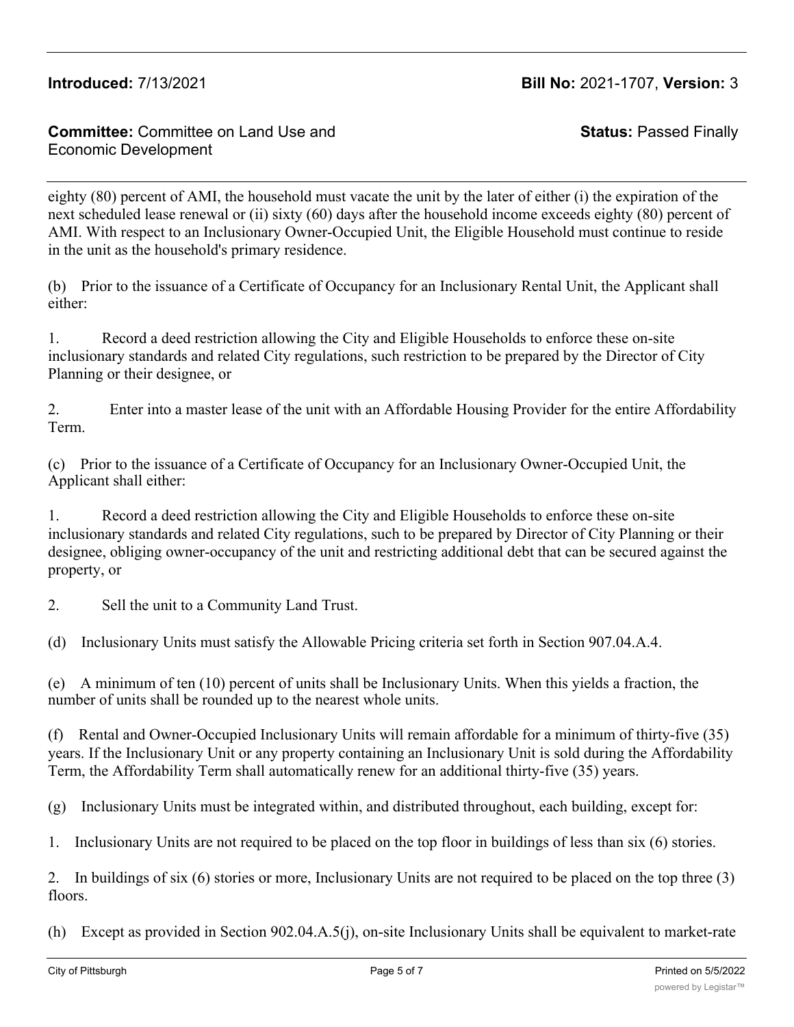eighty (80) percent of AMI, the household must vacate the unit by the later of either (i) the expiration of the next scheduled lease renewal or (ii) sixty (60) days after the household income exceeds eighty (80) percent of AMI. With respect to an Inclusionary Owner-Occupied Unit, the Eligible Household must continue to reside in the unit as the household's primary residence.

(b) Prior to the issuance of a Certificate of Occupancy for an Inclusionary Rental Unit, the Applicant shall either:

1. Record a deed restriction allowing the City and Eligible Households to enforce these on-site inclusionary standards and related City regulations, such restriction to be prepared by the Director of City Planning or their designee, or

2. Enter into a master lease of the unit with an Affordable Housing Provider for the entire Affordability Term.

(c) Prior to the issuance of a Certificate of Occupancy for an Inclusionary Owner-Occupied Unit, the Applicant shall either:

1. Record a deed restriction allowing the City and Eligible Households to enforce these on-site inclusionary standards and related City regulations, such to be prepared by Director of City Planning or their designee, obliging owner-occupancy of the unit and restricting additional debt that can be secured against the property, or

2. Sell the unit to a Community Land Trust.

(d) Inclusionary Units must satisfy the Allowable Pricing criteria set forth in Section 907.04.A.4.

(e) A minimum of ten (10) percent of units shall be Inclusionary Units. When this yields a fraction, the number of units shall be rounded up to the nearest whole units.

(f) Rental and Owner-Occupied Inclusionary Units will remain affordable for a minimum of thirty-five (35) years. If the Inclusionary Unit or any property containing an Inclusionary Unit is sold during the Affordability Term, the Affordability Term shall automatically renew for an additional thirty-five (35) years.

(g) Inclusionary Units must be integrated within, and distributed throughout, each building, except for:

1. Inclusionary Units are not required to be placed on the top floor in buildings of less than six (6) stories.

2. In buildings of six (6) stories or more, Inclusionary Units are not required to be placed on the top three (3) floors.

(h) Except as provided in Section 902.04.A.5(j), on-site Inclusionary Units shall be equivalent to market-rate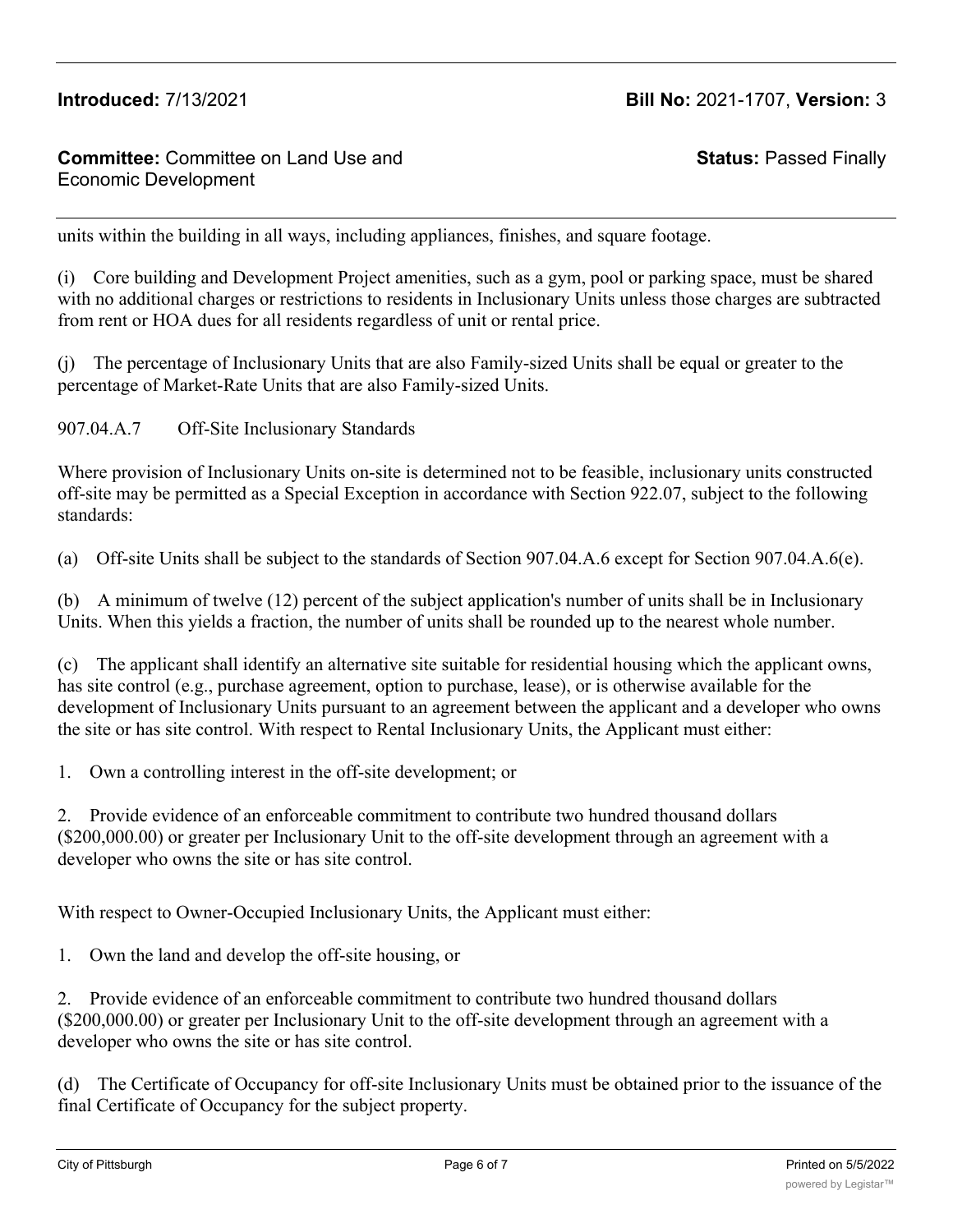units within the building in all ways, including appliances, finishes, and square footage.

(i) Core building and Development Project amenities, such as a gym, pool or parking space, must be shared with no additional charges or restrictions to residents in Inclusionary Units unless those charges are subtracted from rent or HOA dues for all residents regardless of unit or rental price.

(j) The percentage of Inclusionary Units that are also Family-sized Units shall be equal or greater to the percentage of Market-Rate Units that are also Family-sized Units.

907.04.A.7 Off-Site Inclusionary Standards

Where provision of Inclusionary Units on-site is determined not to be feasible, inclusionary units constructed off-site may be permitted as a Special Exception in accordance with Section 922.07, subject to the following standards:

(a) Off-site Units shall be subject to the standards of Section 907.04.A.6 except for Section 907.04.A.6(e).

(b) A minimum of twelve (12) percent of the subject application's number of units shall be in Inclusionary Units. When this yields a fraction, the number of units shall be rounded up to the nearest whole number.

(c) The applicant shall identify an alternative site suitable for residential housing which the applicant owns, has site control (e.g., purchase agreement, option to purchase, lease), or is otherwise available for the development of Inclusionary Units pursuant to an agreement between the applicant and a developer who owns the site or has site control. With respect to Rental Inclusionary Units, the Applicant must either:

1. Own a controlling interest in the off-site development; or

2. Provide evidence of an enforceable commitment to contribute two hundred thousand dollars ($200,000.00) or greater per Inclusionary Unit to the off-site development through an agreement with a developer who owns the site or has site control.

With respect to Owner-Occupied Inclusionary Units, the Applicant must either:

1. Own the land and develop the off-site housing, or

2. Provide evidence of an enforceable commitment to contribute two hundred thousand dollars ($200,000.00) or greater per Inclusionary Unit to the off-site development through an agreement with a developer who owns the site or has site control.

(d) The Certificate of Occupancy for off-site Inclusionary Units must be obtained prior to the issuance of the final Certificate of Occupancy for the subject property.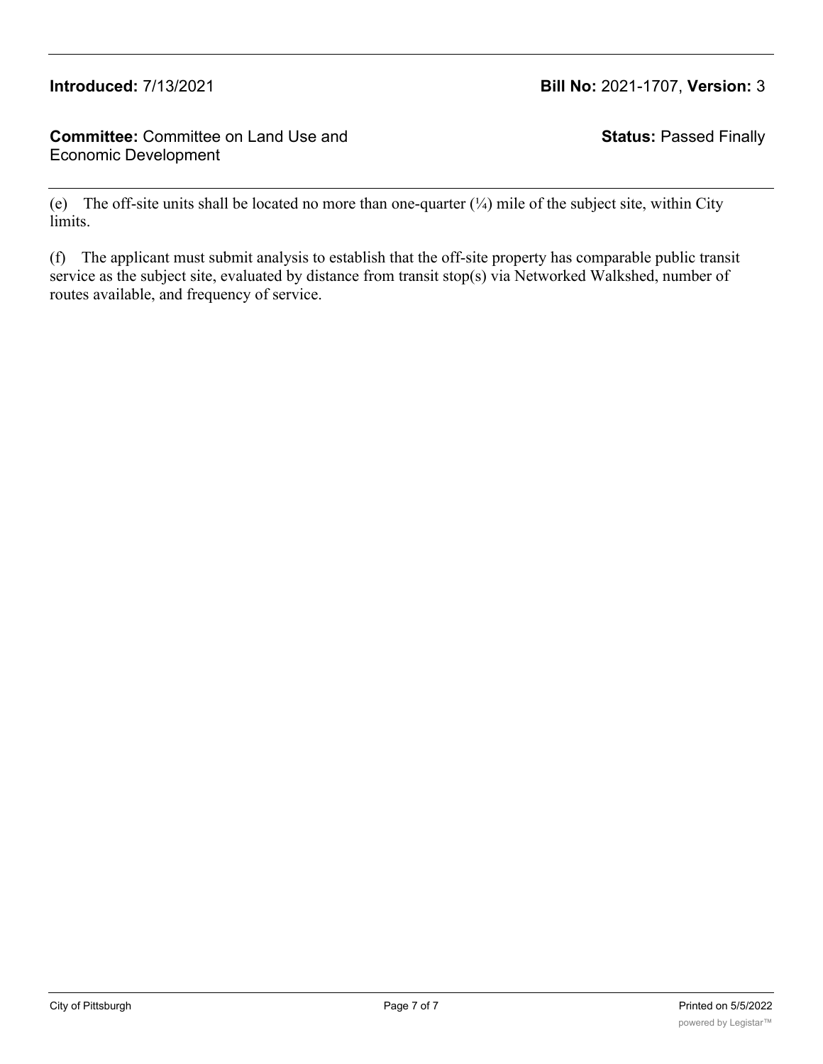(e) The off-site units shall be located no more than one-quarter (¼) mile of the subject site, within City limits.

(f) The applicant must submit analysis to establish that the off-site property has comparable public transit service as the subject site, evaluated by distance from transit stop(s) via Networked Walkshed, number of routes available, and frequency of service.